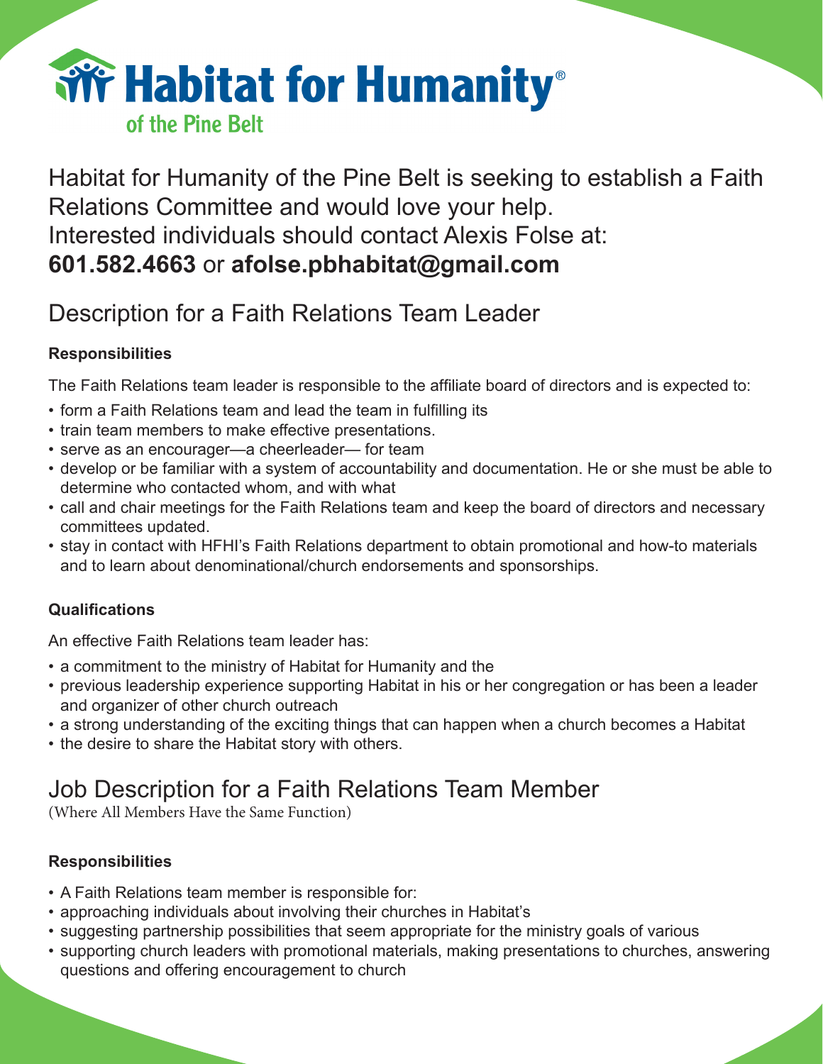# Habitat for Humanity®
### of the Pine Belt

Habitat for Humanity of the Pine Belt is seeking to establish a Faith Relations Committee and would love your help.
Interested individuals should contact Alexis Folse at:
**601.582.4663** or **afolse.pbhabitat@gmail.com**

## Description for a Faith Relations Team Leader

**Responsibilities**

The Faith Relations team leader is responsible to the affiliate board of directors and is expected to:

- form a Faith Relations team and lead the team in fulfilling its
- train team members to make effective presentations.
- serve as an encourager—a cheerleader— for team
- develop or be familiar with a system of accountability and documentation. He or she must be able to determine who contacted whom, and with what
- call and chair meetings for the Faith Relations team and keep the board of directors and necessary committees updated.
- stay in contact with HFHI's Faith Relations department to obtain promotional and how-to materials and to learn about denominational/church endorsements and sponsorships.

**Qualifications**

An effective Faith Relations team leader has:

- a commitment to the ministry of Habitat for Humanity and the
- previous leadership experience supporting Habitat in his or her congregation or has been a leader and organizer of other church outreach
- a strong understanding of the exciting things that can happen when a church becomes a Habitat
- the desire to share the Habitat story with others.

## Job Description for a Faith Relations Team Member

(Where All Members Have the Same Function)

**Responsibilities**

- A Faith Relations team member is responsible for:
- approaching individuals about involving their churches in Habitat's
- suggesting partnership possibilities that seem appropriate for the ministry goals of various
- supporting church leaders with promotional materials, making presentations to churches, answering questions and offering encouragement to church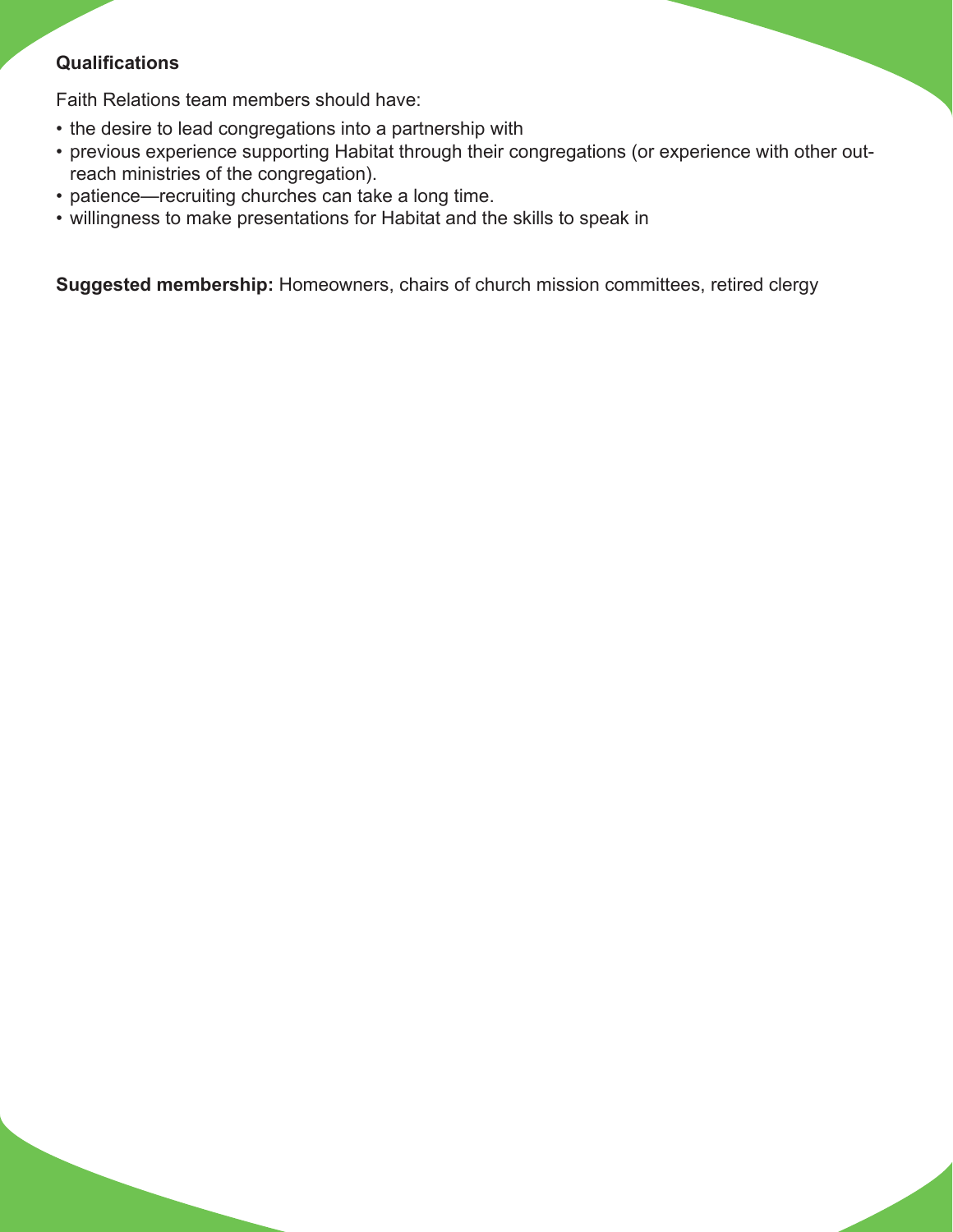**Qualifications**

Faith Relations team members should have:

- the desire to lead congregations into a partnership with
- previous experience supporting Habitat through their congregations (or experience with other outreach ministries of the congregation).
- patience—recruiting churches can take a long time.
- willingness to make presentations for Habitat and the skills to speak in

**Suggested membership:** Homeowners, chairs of church mission committees, retired clergy